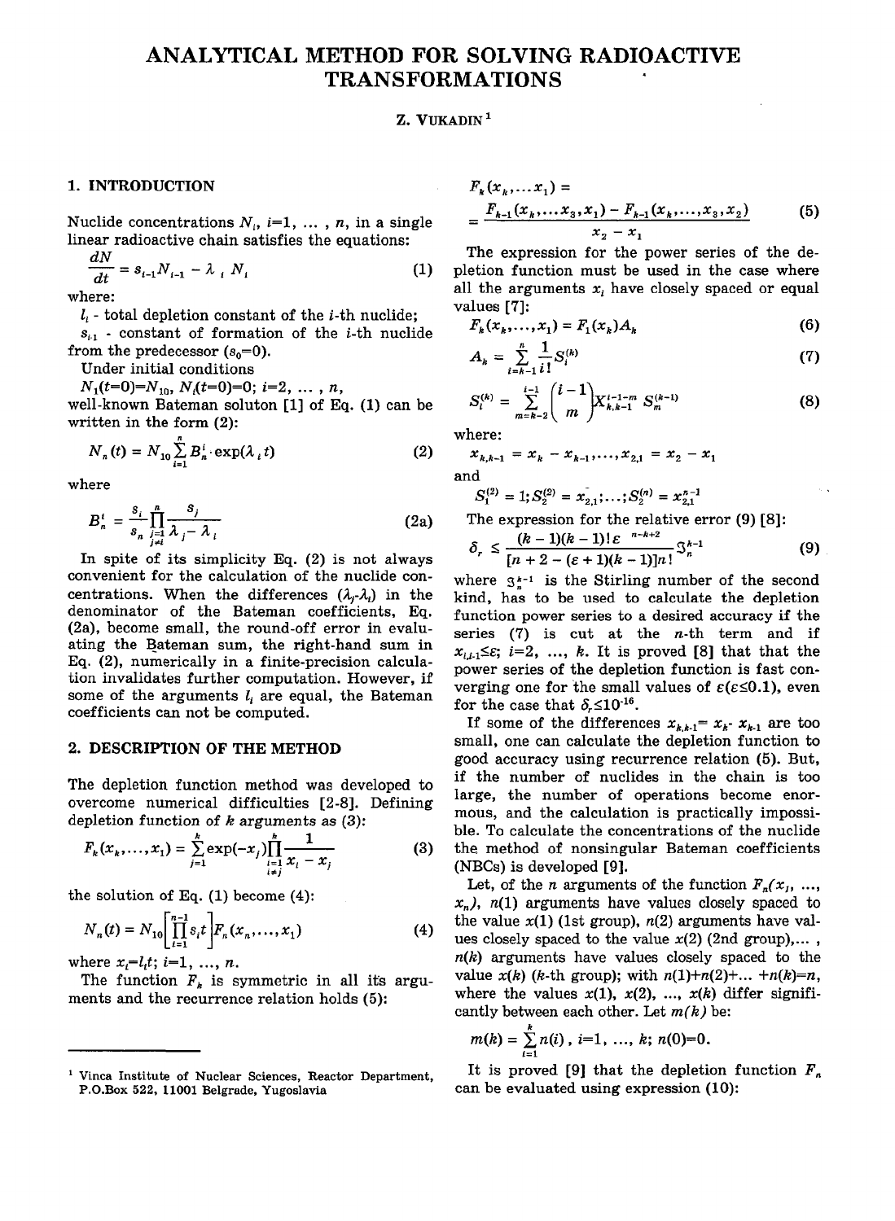# ANALYTICAL METHOD FOR SOLVING RADIOACTIVE TRANSFORMATIONS

Z. VUKADIN [1]

## 1. INTRODUCTION

Nuclide concentrations $N_i$, $i$=1, ... , $n$, in a single linear radioactive chain satisfies the equations:

$$\frac{dN}{dt} = s_{i-1}N_{i-1} - \lambda_i N_i \tag{1}$$

where:

$l_i$ - total depletion constant of the $i$-th nuclide;

$s_{i-1}$ - constant of formation of the $i$-th nuclide from the predecessor ($s_0$=0).

Under initial conditions

$N_1(t=0)=N_{10}$, $N_i(t=0)=0$; $i=2, ..., n$,

well-known Bateman soluton [1] of Eq. (1) can be written in the form (2):

$$N_n(t) = N_{10}\sum_{i=1}^{n} B_n^i \cdot \exp(\lambda_i t) \tag{2}$$

where

$$B_n^i = \frac{s_i}{s_n}\prod_{\substack{j=1 \\ j\neq i}}^{n} \frac{s_j}{\lambda_j - \lambda_i} \tag{2a}$$

In spite of its simplicity Eq. (2) is not always convenient for the calculation of the nuclide concentrations. When the differences ($\lambda_j$-$\lambda_i$) in the denominator of the Bateman coefficients, Eq. (2a), become small, the round-off error in evaluating the Bateman sum, the right-hand sum in Eq. (2), numerically in a finite-precision calculation invalidates further computation. However, if some of the arguments $l_i$ are equal, the Bateman coefficients can not be computed.

## 2. DESCRIPTION OF THE METHOD

The depletion function method was developed to overcome numerical difficulties [2-8]. Defining depletion function of $k$ arguments as (3):

$$F_k(x_k, ..., x_1) = \sum_{j=1}^{k}\exp(-x_j)\prod_{\substack{i=1 \\ i\neq j}}^{k}\frac{1}{x_i - x_j} \tag{3}$$

the solution of Eq. (1) become (4):

$$N_n(t) = N_{10}\left[\prod_{i=1}^{n-1} s_i t\right]F_n(x_n, ..., x_1) \tag{4}$$

where $x_i = l_i t$; $i=1, ..., n$.

The function $F_k$ is symmetric in all its arguments and the recurrence relation holds (5):

$$F_k(x_k, ... x_1) = \frac{F_{k-1}(x_k, ... x_3, x_1) - F_{k-1}(x_k, ..., x_3, x_2)}{x_2 - x_1} \tag{5}$$

The expression for the power series of the depletion function must be used in the case where all the arguments $x_i$ have closely spaced or equal values [7]:

$$F_k(x_k, ..., x_1) = F_1(x_k)A_k \tag{6}$$

$$A_k = \sum_{i=k-1}^{n}\frac{1}{i!}S_i^{(k)} \tag{7}$$

$$S_i^{(k)} = \sum_{m=k-2}^{i-1}\binom{i-1}{m}X_{k,k-1}^{i-1-m}\,S_m^{(k-1)} \tag{8}$$

where:

$x_{k,k-1} = x_k - x_{k-1}, ..., x_{2,1} = x_2 - x_1$

and

$S_1^{(2)} = 1; S_2^{(2)} = x_{2,1}; ...; S_2^{(n)} = x_{2,1}^{n-1}$

The expression for the relative error (9) [8]:

$$\delta_r \leq \frac{(k-1)(k-1)!\,\varepsilon^{\;n-k+2}}{[n+2-(\varepsilon+1)(k-1)]n!}\mathfrak{S}_n^{k-1} \tag{9}$$

where $\mathfrak{S}_n^{k-1}$ is the Stirling number of the second kind, has to be used to calculate the depletion function power series to a desired accuracy if the series (7) is cut at the $n$-th term and if $x_{i,i-1} \leq \varepsilon$; $i=2, ..., k$. It is proved [8] that that the power series of the depletion function is fast converging one for the small values of $\varepsilon$($\varepsilon \leq 0.1$), even for the case that $\delta_r \leq 10^{-16}$.

If some of the differences $x_{k,k-1} = x_k - x_{k-1}$ are too small, one can calculate the depletion function to good accuracy using recurrence relation (5). But, if the number of nuclides in the chain is too large, the number of operations become enormous, and the calculation is practically impossible. To calculate the concentrations of the nuclide the method of nonsingular Bateman coefficients (NBCs) is developed [9].

Let, of the $n$ arguments of the function $F_n(x_1, ..., x_n)$, $n(1)$ arguments have values closely spaced to the value $x(1)$ (1st group), $n(2)$ arguments have values closely spaced to the value $x(2)$ (2nd group),... , $n(k)$ arguments have values closely spaced to the value $x(k)$ ($k$-th group); with $n(1)+n(2)+... +n(k)=n$, where the values $x(1)$, $x(2)$, ..., $x(k)$ differ significantly between each other. Let $m(k)$ be:

$$m(k) = \sum_{i=1}^{k} n(i),\ i=1, ..., k;\ n(0)=0.$$

It is proved [9] that the depletion function $F_n$ can be evaluated using expression (10):

[1] Vinca Institute of Nuclear Sciences, Reactor Department, P.O.Box 522, 11001 Belgrade, Yugoslavia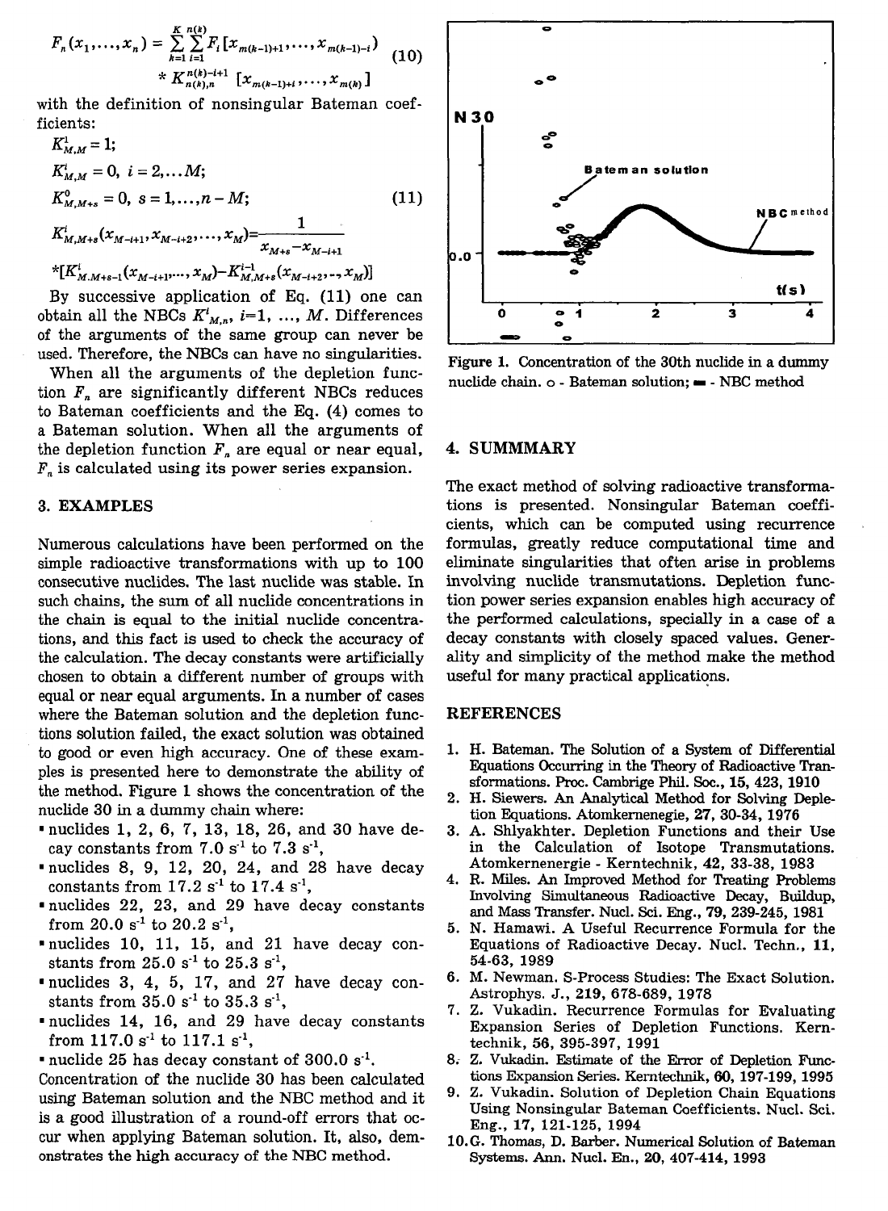$$F_n(x_1,\ldots,x_n) = \sum_{k=1}^{K}\sum_{i=1}^{n(k)} F_i\left[x_{m(k-1)+1},\ldots,x_{m(k-1)-i}\right] * K_{n(k),n}^{n(k)-i+1}\left[x_{m(k-1)+i},\ldots,x_{m(k)}\right] \tag{10}$$

with the definition of nonsingular Bateman coefficients:

$$K_{M,M}^1 = 1;$$

$$K_{M,M}^i = 0, \; i = 2,\ldots M;$$

$$K_{M,M+s}^0 = 0, \; s = 1,\ldots,n-M; \tag{11}$$

$$K_{M,M+s}^i(x_{M-i+1}, x_{M-i+2},\ldots,x_M) = \frac{1}{x_{M+s} - x_{M-i+1}} *\left[K_{M,M+s-1}^i(x_{M-i+1},\ldots,x_M) - K_{M,M+s}^{i-1}(x_{M-i+2},\ldots,x_M)\right]$$

By successive application of Eq. (11) one can obtain all the NBCs $K^i_{M,n}$, $i=1, \ldots, M$. Differences of the arguments of the same group can never be used. Therefore, the NBCs can have no singularities.

When all the arguments of the depletion function $F_n$ are significantly different NBCs reduces to Bateman coefficients and the Eq. (4) comes to a Bateman solution. When all the arguments of the depletion function $F_n$ are equal or near equal, $F_n$ is calculated using its power series expansion.

## 3. EXAMPLES

Numerous calculations have been performed on the simple radioactive transformations with up to 100 consecutive nuclides. The last nuclide was stable. In such chains, the sum of all nuclide concentrations in the chain is equal to the initial nuclide concentrations, and this fact is used to check the accuracy of the calculation. The decay constants were artificially chosen to obtain a different number of groups with equal or near equal arguments. In a number of cases where the Bateman solution and the depletion functions solution failed, the exact solution was obtained to good or even high accuracy. One of these examples is presented here to demonstrate the ability of the method. Figure 1 shows the concentration of the nuclide 30 in a dummy chain where:

- nuclides 1, 2, 6, 7, 13, 18, 26, and 30 have decay constants from 7.0 $s^{-1}$ to 7.3 $s^{-1}$,
- nuclides 8, 9, 12, 20, 24, and 28 have decay constants from 17.2 $s^{-1}$ to 17.4 $s^{-1}$,
- nuclides 22, 23, and 29 have decay constants from 20.0 $s^{-1}$ to 20.2 $s^{-1}$,
- nuclides 10, 11, 15, and 21 have decay constants from 25.0 $s^{-1}$ to 25.3 $s^{-1}$,
- nuclides 3, 4, 5, 17, and 27 have decay constants from 35.0 $s^{-1}$ to 35.3 $s^{-1}$,
- nuclides 14, 16, and 29 have decay constants from 117.0 $s^{-1}$ to 117.1 $s^{-1}$,
- nuclide 25 has decay constant of 300.0 $s^{-1}$.

Concentration of the nuclide 30 has been calculated using Bateman solution and the NBC method and it is a good illustration of a round-off errors that occur when applying Bateman solution. It, also, demonstrates the high accuracy of the NBC method.

N 30

Bateman solution

NBC method

0.0

t(s)

0
1
2
3
4

Figure 1. Concentration of the 30th nuclide in a dummy nuclide chain. o - Bateman solution; ▬ - NBC method

## 4. SUMMMARY

The exact method of solving radioactive transformations is presented. Nonsingular Bateman coefficients, which can be computed using recurrence formulas, greatly reduce computational time and eliminate singularities that often arise in problems involving nuclide transmutations. Depletion function power series expansion enables high accuracy of the performed calculations, specially in a case of a decay constants with closely spaced values. Generality and simplicity of the method make the method useful for many practical applications.

## REFERENCES

1. H. Bateman. The Solution of a System of Differential Equations Occurring in the Theory of Radioactive Transformations. Proc. Cambrige Phil. Soc., 15, 423, 1910
2. H. Siewers. An Analytical Method for Solving Depletion Equations. Atomkernenegie, 27, 30-34, 1976
3. A. Shlyakhter. Depletion Functions and their Use in the Calculation of Isotope Transmutations. Atomkernenergie - Kerntechnik, 42, 33-38, 1983
4. R. Miles. An Improved Method for Treating Problems Involving Simultaneous Radioactive Decay, Buildup, and Mass Transfer. Nucl. Sci. Eng., 79, 239-245, 1981
5. N. Hamawi. A Useful Recurrence Formula for the Equations of Radioactive Decay. Nucl. Techn., 11, 54-63, 1989
6. M. Newman. S-Process Studies: The Exact Solution. Astrophys. J., 219, 678-689, 1978
7. Z. Vukadin. Recurrence Formulas for Evaluating Expansion Series of Depletion Functions. Kerntechnik, 56, 395-397, 1991
8. Z. Vukadin. Estimate of the Error of Depletion Functions Expansion Series. Kerntechnik, 60, 197-199, 1995
9. Z. Vukadin. Solution of Depletion Chain Equations Using Nonsingular Bateman Coefficients. Nucl. Sci. Eng., 17, 121-125, 1994
10. G. Thomas, D. Barber. Numerical Solution of Bateman Systems. Ann. Nucl. En., 20, 407-414, 1993